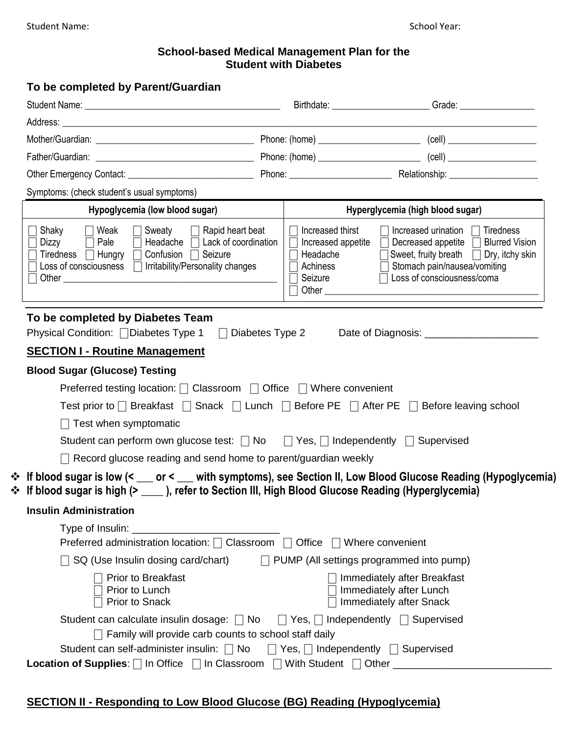# School-based Medical Management Plan for the Student with Diabetes

## To be completed by Parent/Guardian

Student Name: ______________________________ Birthdate: ________________ Grade: ______________

Address: ____________________________________________________________________________

Mother/Guardian: __________________________ Phone: (home) ________________ (cell) ______________

Father/Guardian: __________________________ Phone: (home) ________________ (cell) ______________

Other Emergency Contact: ____________________ Phone: ________________ Relationship: ______________

Symptoms: (check student's usual symptoms)

| Hypoglycemia (low blood sugar) | Hyperglycemia (high blood sugar) |
|---|---|
| ☐ Shaky ☐ Weak ☐ Sweaty ☐ Rapid heart beat<br>☐ Dizzy ☐ Pale ☐ Headache ☐ Lack of coordination<br>☐ Tiredness ☐ Hungry ☐ Confusion ☐ Seizure<br>☐ Loss of consciousness ☐ Irritability/Personality changes<br>☐ Other ______________________________ | ☐ Increased thirst ☐ Increased urination ☐ Tiredness<br>☐ Increased appetite ☐ Decreased appetite ☐ Blurred Vision<br>☐ Headache ☐ Sweet, fruity breath ☐ Dry, itchy skin<br>☐ Achiness ☐ Stomach pain/nausea/vomiting<br>☐ Seizure ☐ Loss of consciousness/coma<br>☐ Other ______________________________ |

## To be completed by Diabetes Team

Physical Condition: ☐ Diabetes Type 1 ☐ Diabetes Type 2 Date of Diagnosis: ________________

## SECTION I - Routine Management

### Blood Sugar (Glucose) Testing

Preferred testing location: ☐ Classroom ☐ Office ☐ Where convenient

Test prior to ☐ Breakfast ☐ Snack ☐ Lunch ☐ Before PE ☐ After PE ☐ Before leaving school

☐ Test when symptomatic

Student can perform own glucose test: ☐ No ☐ Yes, ☐ Independently ☐ Supervised

☐ Record glucose reading and send home to parent/guardian weekly

- **If blood sugar is low (< ___ or < ___ with symptoms), see Section II, Low Blood Glucose Reading (Hypoglycemia)**
- **If blood sugar is high (> ____ ), refer to Section III, High Blood Glucose Reading (Hyperglycemia)**

### Insulin Administration

Type of Insulin: ________________________

Preferred administration location: ☐ Classroom ☐ Office ☐ Where convenient

☐ SQ (Use Insulin dosing card/chart) ☐ PUMP (All settings programmed into pump)

☐ Prior to Breakfast ☐ Immediately after Breakfast
☐ Prior to Lunch ☐ Immediately after Lunch
☐ Prior to Snack ☐ Immediately after Snack

Student can calculate insulin dosage: ☐ No ☐ Yes, ☐ Independently ☐ Supervised

☐ Family will provide carb counts to school staff daily

Student can self-administer insulin: ☐ No ☐ Yes, ☐ Independently ☐ Supervised

**Location of Supplies**: ☐ In Office ☐ In Classroom ☐ With Student ☐ Other ________________________

## SECTION II - Responding to Low Blood Glucose (BG) Reading (Hypoglycemia)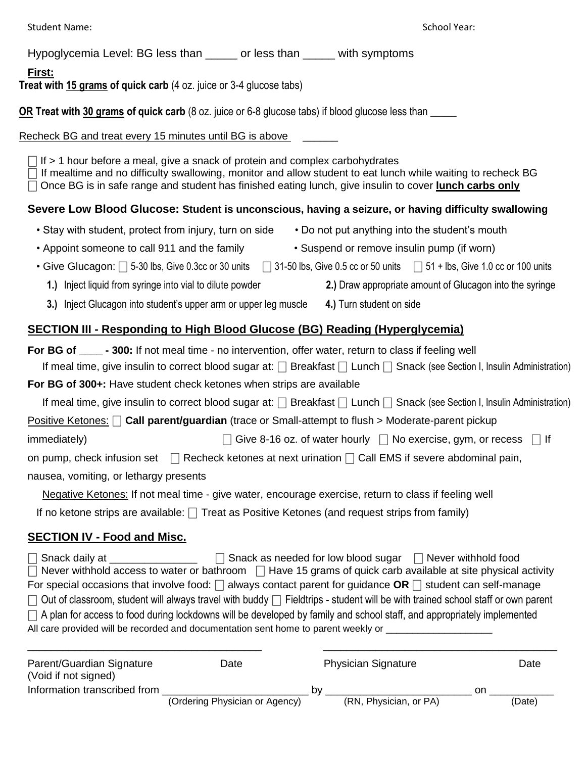Student Name: School Year:

Hypoglycemia Level: BG less than _____ or less than _____ with symptoms

**First:**

**Treat with 15 grams of quick carb** (4 oz. juice or 3-4 glucose tabs)

**OR Treat with 30 grams of quick carb** (8 oz. juice or 6-8 glucose tabs) if blood glucose less than _____

Recheck BG and treat every 15 minutes until BG is above ______

☐ If > 1 hour before a meal, give a snack of protein and complex carbohydrates
☐ If mealtime and no difficulty swallowing, monitor and allow student to eat lunch while waiting to recheck BG
☐ Once BG is in safe range and student has finished eating lunch, give insulin to cover **lunch carbs only**

**Severe Low Blood Glucose: Student is unconscious, having a seizure, or having difficulty swallowing**

- Stay with student, protect from injury, turn on side
- Do not put anything into the student's mouth
- Appoint someone to call 911 and the family
- Suspend or remove insulin pump (if worn)
- Give Glucagon: ☐ 5-30 lbs, Give 0.3cc or 30 units ☐ 31-50 lbs, Give 0.5 cc or 50 units ☐ 51 + lbs, Give 1.0 cc or 100 units

**1.)** Inject liquid from syringe into vial to dilute powder
**2.)** Draw appropriate amount of Glucagon into the syringe
**3.)** Inject Glucagon into student's upper arm or upper leg muscle
**4.)** Turn student on side

## SECTION III - Responding to High Blood Glucose (BG) Reading (Hyperglycemia)

**For BG of ____ - 300:** If not meal time - no intervention, offer water, return to class if feeling well

If meal time, give insulin to correct blood sugar at: ☐ Breakfast ☐ Lunch ☐ Snack (see Section I, Insulin Administration)

**For BG of 300+:** Have student check ketones when strips are available

If meal time, give insulin to correct blood sugar at: ☐ Breakfast ☐ Lunch ☐ Snack (see Section I, Insulin Administration)

Positive Ketones: ☐ **Call parent/guardian** (trace or Small-attempt to flush > Moderate-parent pickup immediately) ☐ Give 8-16 oz. of water hourly ☐ No exercise, gym, or recess ☐ If on pump, check infusion set ☐ Recheck ketones at next urination ☐ Call EMS if severe abdominal pain, nausea, vomiting, or lethargy presents

Negative Ketones: If not meal time - give water, encourage exercise, return to class if feeling well

If no ketone strips are available: ☐ Treat as Positive Ketones (and request strips from family)

## SECTION IV - Food and Misc.

☐ Snack daily at _______________ ☐ Snack as needed for low blood sugar ☐ Never withhold food
☐ Never withhold access to water or bathroom ☐ Have 15 grams of quick carb available at site physical activity
For special occasions that involve food: ☐ always contact parent for guidance **OR** ☐ student can self-manage
☐ Out of classroom, student will always travel with buddy ☐ Fieldtrips - student will be with trained school staff or own parent
☐ A plan for access to food during lockdowns will be developed by family and school staff, and appropriately implemented
All care provided will be recorded and documentation sent home to parent weekly or ____________________

_________________________________________ _________________________________________

Parent/Guardian Signature (Void if not signed) Date Physician Signature Date

Information transcribed from _________________________ by _________________________ on ___________
(Ordering Physician or Agency) (RN, Physician, or PA) (Date)